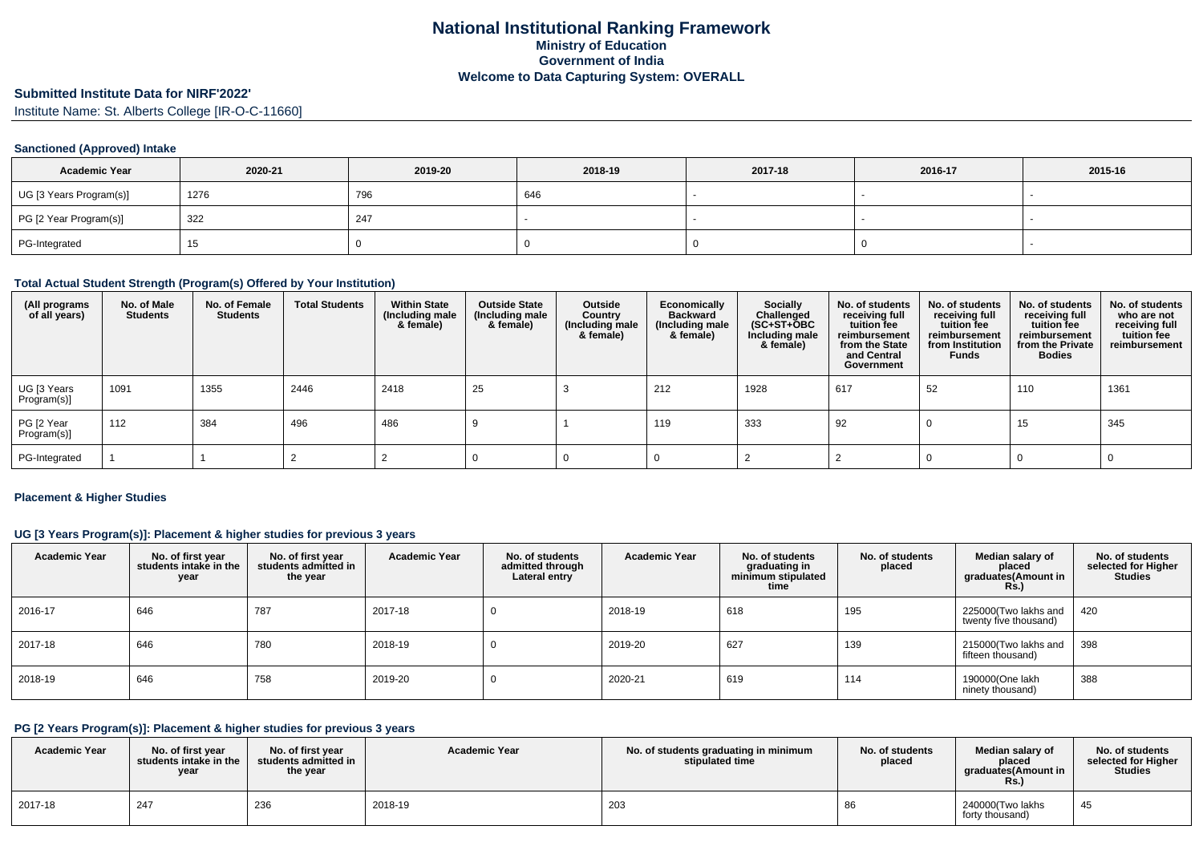# National Institutional Ranking Framework
## Ministry of Education
## Government of India
## Welcome to Data Capturing System: OVERALL

**Submitted Institute Data for NIRF'2022'**

Institute Name: St. Alberts College [IR-O-C-11660]

### Sanctioned (Approved) Intake

| Academic Year | 2020-21 | 2019-20 | 2018-19 | 2017-18 | 2016-17 | 2015-16 |
|---|---|---|---|---|---|---|
| UG [3 Years Program(s)] | 1276 | 796 | 646 | - | - | - |
| PG [2 Year Program(s)] | 322 | 247 | - | - | - | - |
| PG-Integrated | 15 | 0 | 0 | 0 | 0 | - |

### Total Actual Student Strength (Program(s) Offered by Your Institution)

| (All programs of all years) | No. of Male Students | No. of Female Students | Total Students | Within State (Including male & female) | Outside State (Including male & female) | Outside Country (Including male & female) | Economically Backward (Including male & female) | Socially Challenged (SC+ST+OBC Including male & female) | No. of students receiving full tuition fee reimbursement from the State and Central Government | No. of students receiving full tuition fee reimbursement from Institution Funds | No. of students receiving full tuition fee reimbursement from the Private Bodies | No. of students who are not receiving full tuition fee reimbursement |
|---|---|---|---|---|---|---|---|---|---|---|---|---|
| UG [3 Years Program(s)] | 1091 | 1355 | 2446 | 2418 | 25 | 3 | 212 | 1928 | 617 | 52 | 110 | 1361 |
| PG [2 Year Program(s)] | 112 | 384 | 496 | 486 | 9 | 1 | 119 | 333 | 92 | 0 | 15 | 345 |
| PG-Integrated | 1 | 1 | 2 | 2 | 0 | 0 | 0 | 2 | 2 | 0 | 0 | 0 |

### Placement & Higher Studies

#### UG [3 Years Program(s)]: Placement & higher studies for previous 3 years

| Academic Year | No. of first year students intake in the year | No. of first year students admitted in the year | Academic Year | No. of students admitted through Lateral entry | Academic Year | No. of students graduating in minimum stipulated time | No. of students placed | Median salary of placed graduates(Amount in Rs.) | No. of students selected for Higher Studies |
|---|---|---|---|---|---|---|---|---|---|
| 2016-17 | 646 | 787 | 2017-18 | 0 | 2018-19 | 618 | 195 | 225000(Two lakhs and twenty five thousand) | 420 |
| 2017-18 | 646 | 780 | 2018-19 | 0 | 2019-20 | 627 | 139 | 215000(Two lakhs and fifteen thousand) | 398 |
| 2018-19 | 646 | 758 | 2019-20 | 0 | 2020-21 | 619 | 114 | 190000(One lakh ninety thousand) | 388 |

#### PG [2 Years Program(s)]: Placement & higher studies for previous 3 years

| Academic Year | No. of first year students intake in the year | No. of first year students admitted in the year | Academic Year | No. of students graduating in minimum stipulated time | No. of students placed | Median salary of placed graduates(Amount in Rs.) | No. of students selected for Higher Studies |
|---|---|---|---|---|---|---|---|
| 2017-18 | 247 | 236 | 2018-19 | 203 | 86 | 240000(Two lakhs forty thousand) | 45 |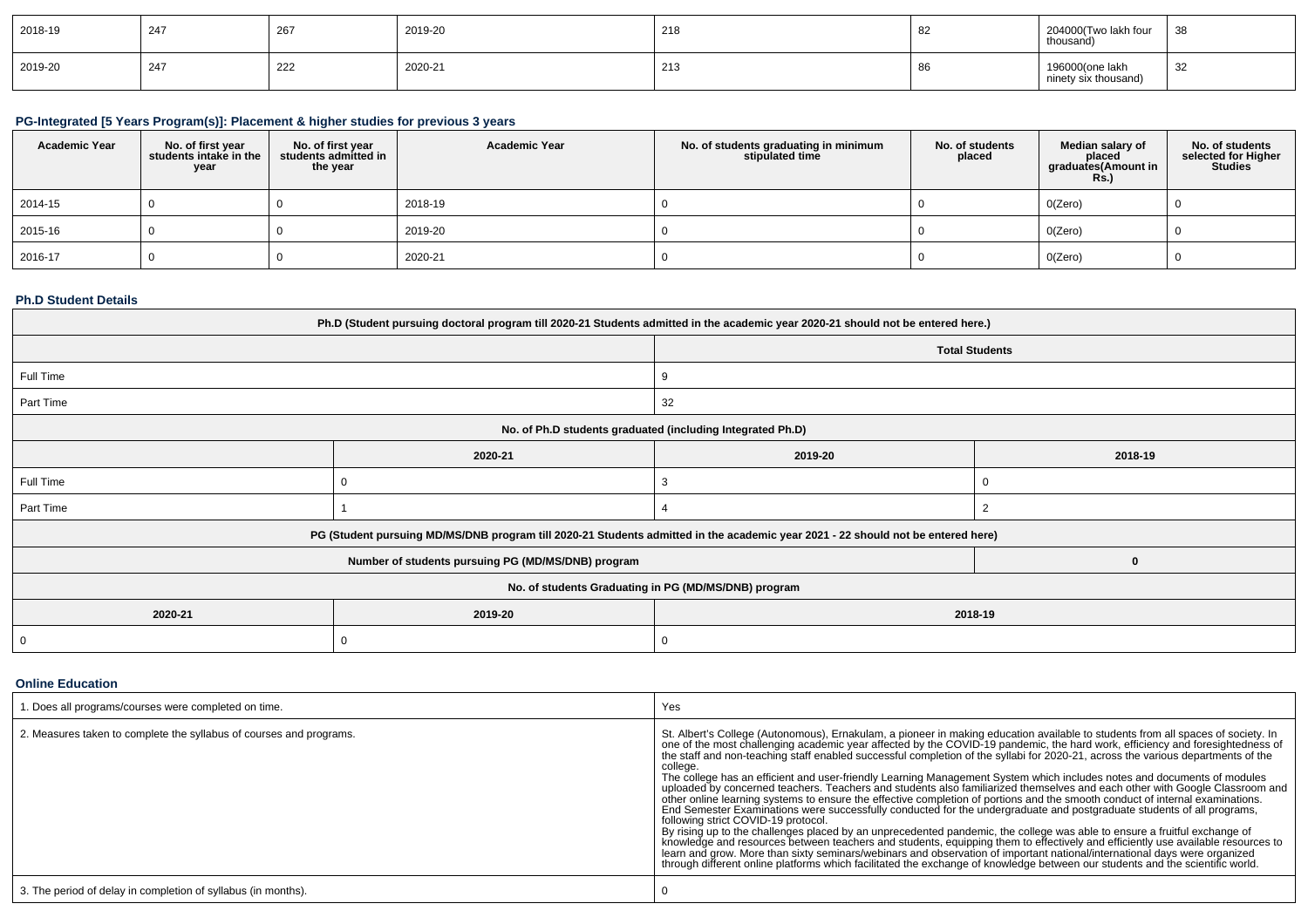| 2018-19 | 247 | 267 | 2019-20 | 218 | 82 | 204000(Two lakh four thousand) | 38 |
|---|---|---|---|---|---|---|---|
| 2019-20 | 247 | 222 | 2020-21 | 213 | 86 | 196000(one lakh ninety six thousand) | 32 |

### PG-Integrated [5 Years Program(s)]: Placement & higher studies for previous 3 years

| Academic Year | No. of first year students intake in the year | No. of first year students admitted in the year | Academic Year | No. of students graduating in minimum stipulated time | No. of students placed | Median salary of placed graduates(Amount in Rs.) | No. of students selected for Higher Studies |
|---|---|---|---|---|---|---|---|
| 2014-15 | 0 | 0 | 2018-19 | 0 | 0 | 0(Zero) | 0 |
| 2015-16 | 0 | 0 | 2019-20 | 0 | 0 | 0(Zero) | 0 |
| 2016-17 | 0 | 0 | 2020-21 | 0 | 0 | 0(Zero) | 0 |

### Ph.D Student Details

| Ph.D (Student pursuing doctoral program till 2020-21 Students admitted in the academic year 2020-21 should not be entered here.) | | | |
|---|---|---|---|
| | | Total Students | |
| Full Time | | 9 | |
| Part Time | | 32 | |
| No. of Ph.D students graduated (including Integrated Ph.D) | | | |
| | 2020-21 | 2019-20 | 2018-19 |
| Full Time | 0 | 3 | 0 |
| Part Time | 1 | 4 | 2 |
| PG (Student pursuing MD/MS/DNB program till 2020-21 Students admitted in the academic year 2021 - 22 should not be entered here) | | | |
| Number of students pursuing PG (MD/MS/DNB) program | | | 0 |
| No. of students Graduating in PG (MD/MS/DNB) program | | | |
| 2020-21 | 2019-20 | 2018-19 | |
| 0 | 0 | 0 | |

### Online Education

| 1. Does all programs/courses were completed on time. | Yes |
|---|---|
| 2. Measures taken to complete the syllabus of courses and programs. | St. Albert's College (Autonomous), Ernakulam, a pioneer in making education available to students from all spaces of society. In one of the most challenging academic year affected by the COVID-19 pandemic, the hard work, efficiency and foresightedness of the staff and non-teaching staff enabled successful completion of the syllabi for 2020-21, across the various departments of the college.<br>The college has an efficient and user-friendly Learning Management System which includes notes and documents of modules uploaded by concerned teachers. Teachers and students also familiarized themselves and each other with Google Classroom and other online learning systems to ensure the effective completion of portions and the smooth conduct of internal examinations. End Semester Examinations were successfully conducted for the undergraduate and postgraduate students of all programs, following strict COVID-19 protocol.<br>By rising up to the challenges placed by an unprecedented pandemic, the college was able to ensure a fruitful exchange of knowledge and resources between teachers and students, equipping them to effectively and efficiently use available resources to learn and grow. More than sixty seminars/webinars and observation of important national/international days were organized through different online platforms which facilitated the exchange of knowledge between our students and the scientific world. |
| 3. The period of delay in completion of syllabus (in months). | 0 |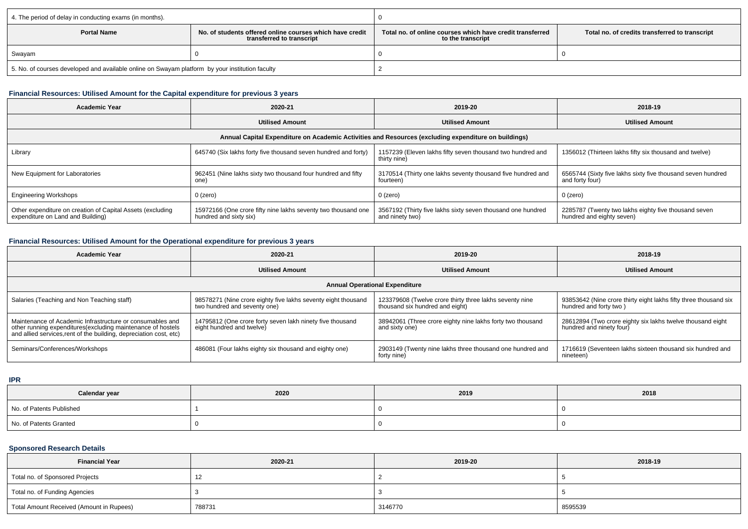| 4. The period of delay in conducting exams (in months). | 0 | | |
|---|---|---|---|
| **Portal Name** | **No. of students offered online courses which have credit transferred to transcript** | **Total no. of online courses which have credit transferred to the transcript** | **Total no. of credits transferred to transcript** |
| Swayam | 0 | 0 | 0 |
| 5. No. of courses developed and available online on Swayam platform by your institution faculty | | 2 | |

### Financial Resources: Utilised Amount for the Capital expenditure for previous 3 years

| Academic Year | 2020-21 | 2019-20 | 2018-19 |
|---|---|---|---|
| | **Utilised Amount** | **Utilised Amount** | **Utilised Amount** |
| **Annual Capital Expenditure on Academic Activities and Resources (excluding expenditure on buildings)** | | | |
| Library | 645740 (Six lakhs forty five thousand seven hundred and forty) | 1157239 (Eleven lakhs fifty seven thousand two hundred and thirty nine) | 1356012 (Thirteen lakhs fifty six thousand and twelve) |
| New Equipment for Laboratories | 962451 (Nine lakhs sixty two thousand four hundred and fifty one) | 3170514 (Thirty one lakhs seventy thousand five hundred and fourteen) | 6565744 (Sixty five lakhs sixty five thousand seven hundred and forty four) |
| Engineering Workshops | 0 (zero) | 0 (zero) | 0 (zero) |
| Other expenditure on creation of Capital Assets (excluding expenditure on Land and Building) | 15972166 (One crore fifty nine lakhs seventy two thousand one hundred and sixty six) | 3567192 (Thirty five lakhs sixty seven thousand one hundred and ninety two) | 2285787 (Twenty two lakhs eighty five thousand seven hundred and eighty seven) |

### Financial Resources: Utilised Amount for the Operational expenditure for previous 3 years

| Academic Year | 2020-21 | 2019-20 | 2018-19 |
|---|---|---|---|
| | **Utilised Amount** | **Utilised Amount** | **Utilised Amount** |
| **Annual Operational Expenditure** | | | |
| Salaries (Teaching and Non Teaching staff) | 98578271 (Nine crore eighty five lakhs seventy eight thousand two hundred and seventy one) | 123379608 (Twelve crore thirty three lakhs seventy nine thousand six hundred and eight) | 93853642 (Nine crore thirty eight lakhs fifty three thousand six hundred and forty two ) |
| Maintenance of Academic Infrastructure or consumables and other running expenditures(excluding maintenance of hostels and allied services,rent of the building, depreciation cost, etc) | 14795812 (One crore forty seven lakhs ninety five thousand eight hundred and twelve) | 38942061 (Three crore eighty nine lakhs forty two thousand and sixty one) | 28612894 (Two crore eighty six lakhs twelve thousand eight hundred and ninety four) |
| Seminars/Conferences/Workshops | 486081 (Four lakhs eighty six thousand and eighty one) | 2903149 (Twenty nine lakhs three thousand one hundred and forty nine) | 1716619 (Seventeen lakhs sixteen thousand six hundred and nineteen) |

### IPR

| Calendar year | 2020 | 2019 | 2018 |
|---|---|---|---|
| No. of Patents Published | 1 | 0 | 0 |
| No. of Patents Granted | 0 | 0 | 0 |

### Sponsored Research Details

| Financial Year | 2020-21 | 2019-20 | 2018-19 |
|---|---|---|---|
| Total no. of Sponsored Projects | 12 | 2 | 5 |
| Total no. of Funding Agencies | 3 | 3 | 5 |
| Total Amount Received (Amount in Rupees) | 788731 | 3146770 | 8595539 |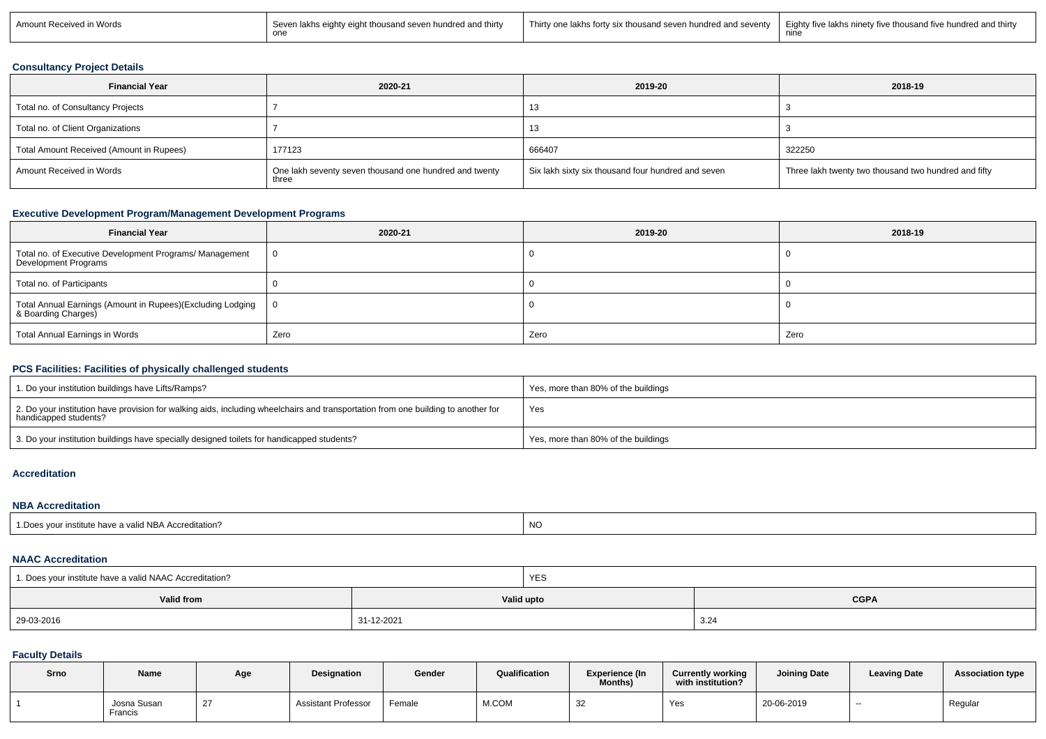| Amount Received in Words | Seven lakhs eighty eight thousand seven hundred and thirty one | Thirty one lakhs forty six thousand seven hundred and seventy | Eighty five lakhs ninety five thousand five hundred and thirty nine |
|---|---|---|---|

### Consultancy Project Details

| Financial Year | 2020-21 | 2019-20 | 2018-19 |
|---|---|---|---|
| Total no. of Consultancy Projects | 7 | 13 | 3 |
| Total no. of Client Organizations | 7 | 13 | 3 |
| Total Amount Received (Amount in Rupees) | 177123 | 666407 | 322250 |
| Amount Received in Words | One lakh seventy seven thousand one hundred and twenty three | Six lakh sixty six thousand four hundred and seven | Three lakh twenty two thousand two hundred and fifty |

### Executive Development Program/Management Development Programs

| Financial Year | 2020-21 | 2019-20 | 2018-19 |
|---|---|---|---|
| Total no. of Executive Development Programs/ Management Development Programs | 0 | 0 | 0 |
| Total no. of Participants | 0 | 0 | 0 |
| Total Annual Earnings (Amount in Rupees)(Excluding Lodging & Boarding Charges) | 0 | 0 | 0 |
| Total Annual Earnings in Words | Zero | Zero | Zero |

### PCS Facilities: Facilities of physically challenged students

| 1. Do your institution buildings have Lifts/Ramps? | Yes, more than 80% of the buildings |
|---|---|
| 2. Do your institution have provision for walking aids, including wheelchairs and transportation from one building to another for handicapped students? | Yes |
| 3. Do your institution buildings have specially designed toilets for handicapped students? | Yes, more than 80% of the buildings |

### Accreditation

### NBA Accreditation

| 1.Does your institute have a valid NBA Accreditation? | NO |
|---|---|

### NAAC Accreditation

| 1. Does your institute have a valid NAAC Accreditation? | YES | |
|---|---|---|
| **Valid from** | **Valid upto** | **CGPA** |
| 29-03-2016 | 31-12-2021 | 3.24 |

### Faculty Details

| Srno | Name | Age | Designation | Gender | Qualification | Experience (In Months) | Currently working with institution? | Joining Date | Leaving Date | Association type |
|---|---|---|---|---|---|---|---|---|---|---|
| 1 | Josna Susan Francis | 27 | Assistant Professor | Female | M.COM | 32 | Yes | 20-06-2019 | -- | Regular |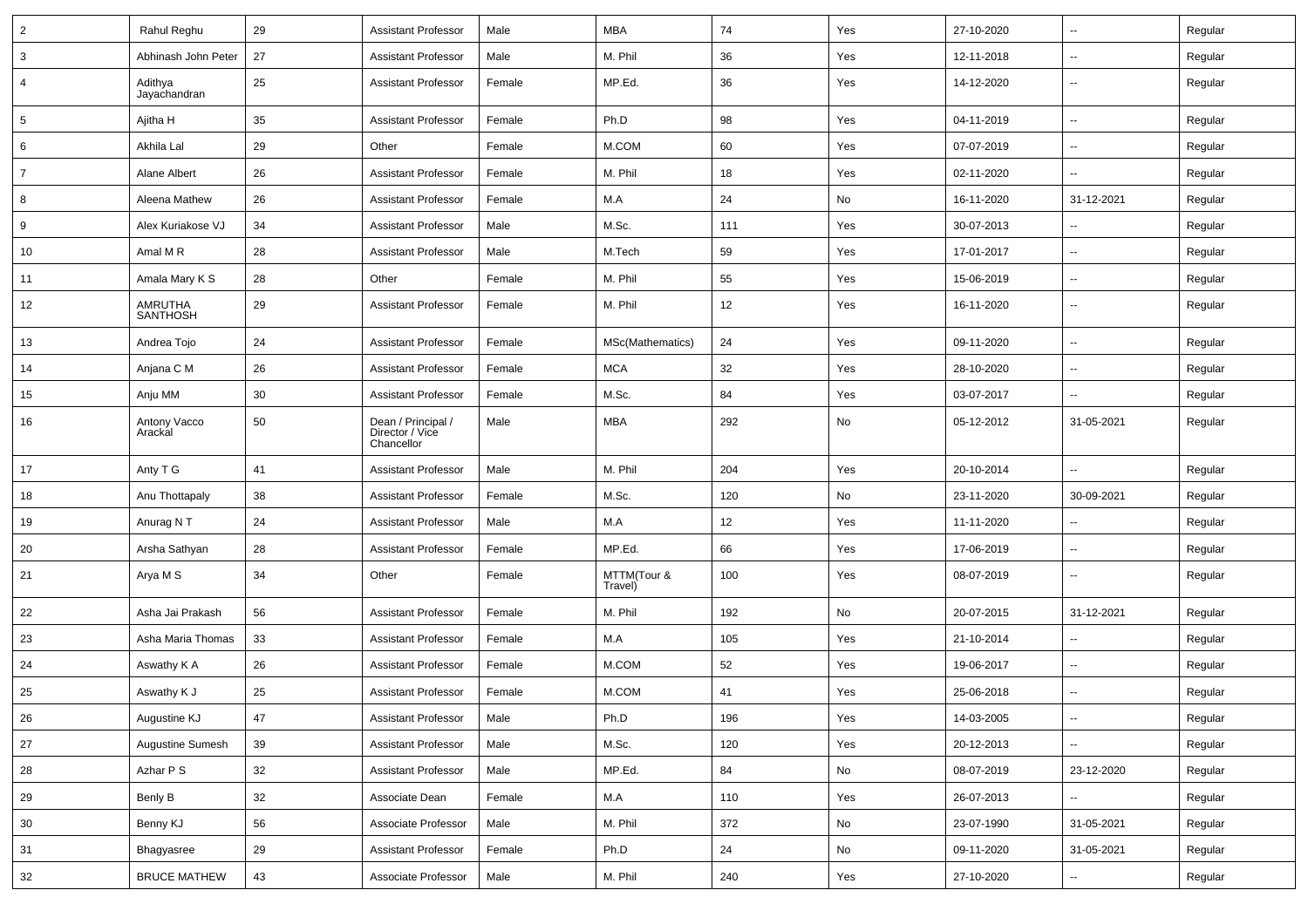| 2 | Rahul Reghu | 29 | Assistant Professor | Male | MBA | 74 | Yes | 27-10-2020 | -- | Regular |
|---|---|---|---|---|---|---|---|---|---|---|
| 3 | Abhinash John Peter | 27 | Assistant Professor | Male | M. Phil | 36 | Yes | 12-11-2018 | -- | Regular |
| 4 | Adithya Jayachandran | 25 | Assistant Professor | Female | MP.Ed. | 36 | Yes | 14-12-2020 | -- | Regular |
| 5 | Ajitha H | 35 | Assistant Professor | Female | Ph.D | 98 | Yes | 04-11-2019 | -- | Regular |
| 6 | Akhila Lal | 29 | Other | Female | M.COM | 60 | Yes | 07-07-2019 | -- | Regular |
| 7 | Alane Albert | 26 | Assistant Professor | Female | M. Phil | 18 | Yes | 02-11-2020 | -- | Regular |
| 8 | Aleena Mathew | 26 | Assistant Professor | Female | M.A | 24 | No | 16-11-2020 | 31-12-2021 | Regular |
| 9 | Alex Kuriakose VJ | 34 | Assistant Professor | Male | M.Sc. | 111 | Yes | 30-07-2013 | -- | Regular |
| 10 | Amal M R | 28 | Assistant Professor | Male | M.Tech | 59 | Yes | 17-01-2017 | -- | Regular |
| 11 | Amala Mary K S | 28 | Other | Female | M. Phil | 55 | Yes | 15-06-2019 | -- | Regular |
| 12 | AMRUTHA SANTHOSH | 29 | Assistant Professor | Female | M. Phil | 12 | Yes | 16-11-2020 | -- | Regular |
| 13 | Andrea Tojo | 24 | Assistant Professor | Female | MSc(Mathematics) | 24 | Yes | 09-11-2020 | -- | Regular |
| 14 | Anjana C M | 26 | Assistant Professor | Female | MCA | 32 | Yes | 28-10-2020 | -- | Regular |
| 15 | Anju MM | 30 | Assistant Professor | Female | M.Sc. | 84 | Yes | 03-07-2017 | -- | Regular |
| 16 | Antony Vacco Arackal | 50 | Dean / Principal / Director / Vice Chancellor | Male | MBA | 292 | No | 05-12-2012 | 31-05-2021 | Regular |
| 17 | Anty T G | 41 | Assistant Professor | Male | M. Phil | 204 | Yes | 20-10-2014 | -- | Regular |
| 18 | Anu Thottapaly | 38 | Assistant Professor | Female | M.Sc. | 120 | No | 23-11-2020 | 30-09-2021 | Regular |
| 19 | Anurag N T | 24 | Assistant Professor | Male | M.A | 12 | Yes | 11-11-2020 | -- | Regular |
| 20 | Arsha Sathyan | 28 | Assistant Professor | Female | MP.Ed. | 66 | Yes | 17-06-2019 | -- | Regular |
| 21 | Arya M S | 34 | Other | Female | MTTM(Tour & Travel) | 100 | Yes | 08-07-2019 | -- | Regular |
| 22 | Asha Jai Prakash | 56 | Assistant Professor | Female | M. Phil | 192 | No | 20-07-2015 | 31-12-2021 | Regular |
| 23 | Asha Maria Thomas | 33 | Assistant Professor | Female | M.A | 105 | Yes | 21-10-2014 | -- | Regular |
| 24 | Aswathy K A | 26 | Assistant Professor | Female | M.COM | 52 | Yes | 19-06-2017 | -- | Regular |
| 25 | Aswathy K J | 25 | Assistant Professor | Female | M.COM | 41 | Yes | 25-06-2018 | -- | Regular |
| 26 | Augustine KJ | 47 | Assistant Professor | Male | Ph.D | 196 | Yes | 14-03-2005 | -- | Regular |
| 27 | Augustine Sumesh | 39 | Assistant Professor | Male | M.Sc. | 120 | Yes | 20-12-2013 | -- | Regular |
| 28 | Azhar P S | 32 | Assistant Professor | Male | MP.Ed. | 84 | No | 08-07-2019 | 23-12-2020 | Regular |
| 29 | Benly B | 32 | Associate Dean | Female | M.A | 110 | Yes | 26-07-2013 | -- | Regular |
| 30 | Benny KJ | 56 | Associate Professor | Male | M. Phil | 372 | No | 23-07-1990 | 31-05-2021 | Regular |
| 31 | Bhagyasree | 29 | Assistant Professor | Female | Ph.D | 24 | No | 09-11-2020 | 31-05-2021 | Regular |
| 32 | BRUCE MATHEW | 43 | Associate Professor | Male | M. Phil | 240 | Yes | 27-10-2020 | -- | Regular |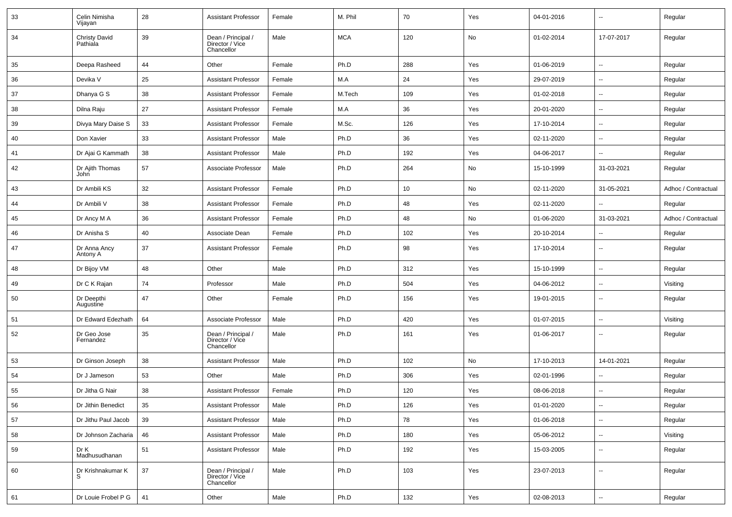| 33 | Celin Nimisha Vijayan | 28 | Assistant Professor | Female | M. Phil | 70 | Yes | 04-01-2016 | -- | Regular |
|---|---|---|---|---|---|---|---|---|---|---|
| 34 | Christy David Pathiala | 39 | Dean / Principal / Director / Vice Chancellor | Male | MCA | 120 | No | 01-02-2014 | 17-07-2017 | Regular |
| 35 | Deepa Rasheed | 44 | Other | Female | Ph.D | 288 | Yes | 01-06-2019 | -- | Regular |
| 36 | Devika V | 25 | Assistant Professor | Female | M.A | 24 | Yes | 29-07-2019 | -- | Regular |
| 37 | Dhanya G S | 38 | Assistant Professor | Female | M.Tech | 109 | Yes | 01-02-2018 | -- | Regular |
| 38 | Dilna Raju | 27 | Assistant Professor | Female | M.A | 36 | Yes | 20-01-2020 | -- | Regular |
| 39 | Divya Mary Daise S | 33 | Assistant Professor | Female | M.Sc. | 126 | Yes | 17-10-2014 | -- | Regular |
| 40 | Don Xavier | 33 | Assistant Professor | Male | Ph.D | 36 | Yes | 02-11-2020 | -- | Regular |
| 41 | Dr Ajai G Kammath | 38 | Assistant Professor | Male | Ph.D | 192 | Yes | 04-06-2017 | -- | Regular |
| 42 | Dr Ajith Thomas John | 57 | Associate Professor | Male | Ph.D | 264 | No | 15-10-1999 | 31-03-2021 | Regular |
| 43 | Dr Ambili KS | 32 | Assistant Professor | Female | Ph.D | 10 | No | 02-11-2020 | 31-05-2021 | Adhoc / Contractual |
| 44 | Dr Ambili V | 38 | Assistant Professor | Female | Ph.D | 48 | Yes | 02-11-2020 | -- | Regular |
| 45 | Dr Ancy M A | 36 | Assistant Professor | Female | Ph.D | 48 | No | 01-06-2020 | 31-03-2021 | Adhoc / Contractual |
| 46 | Dr Anisha S | 40 | Associate Dean | Female | Ph.D | 102 | Yes | 20-10-2014 | -- | Regular |
| 47 | Dr Anna Ancy Antony A | 37 | Assistant Professor | Female | Ph.D | 98 | Yes | 17-10-2014 | -- | Regular |
| 48 | Dr Bijoy VM | 48 | Other | Male | Ph.D | 312 | Yes | 15-10-1999 | -- | Regular |
| 49 | Dr C K Rajan | 74 | Professor | Male | Ph.D | 504 | Yes | 04-06-2012 | -- | Visiting |
| 50 | Dr Deepthi Augustine | 47 | Other | Female | Ph.D | 156 | Yes | 19-01-2015 | -- | Regular |
| 51 | Dr Edward Edezhath | 64 | Associate Professor | Male | Ph.D | 420 | Yes | 01-07-2015 | -- | Visiting |
| 52 | Dr Geo Jose Fernandez | 35 | Dean / Principal / Director / Vice Chancellor | Male | Ph.D | 161 | Yes | 01-06-2017 | -- | Regular |
| 53 | Dr Ginson Joseph | 38 | Assistant Professor | Male | Ph.D | 102 | No | 17-10-2013 | 14-01-2021 | Regular |
| 54 | Dr J Jameson | 53 | Other | Male | Ph.D | 306 | Yes | 02-01-1996 | -- | Regular |
| 55 | Dr Jitha G Nair | 38 | Assistant Professor | Female | Ph.D | 120 | Yes | 08-06-2018 | -- | Regular |
| 56 | Dr Jithin Benedict | 35 | Assistant Professor | Male | Ph.D | 126 | Yes | 01-01-2020 | -- | Regular |
| 57 | Dr Jithu Paul Jacob | 39 | Assistant Professor | Male | Ph.D | 78 | Yes | 01-06-2018 | -- | Regular |
| 58 | Dr Johnson Zacharia | 46 | Assistant Professor | Male | Ph.D | 180 | Yes | 05-06-2012 | -- | Visiting |
| 59 | Dr K Madhusudhanan | 51 | Assistant Professor | Male | Ph.D | 192 | Yes | 15-03-2005 | -- | Regular |
| 60 | Dr Krishnakumar K S | 37 | Dean / Principal / Director / Vice Chancellor | Male | Ph.D | 103 | Yes | 23-07-2013 | -- | Regular |
| 61 | Dr Louie Frobel P G | 41 | Other | Male | Ph.D | 132 | Yes | 02-08-2013 | -- | Regular |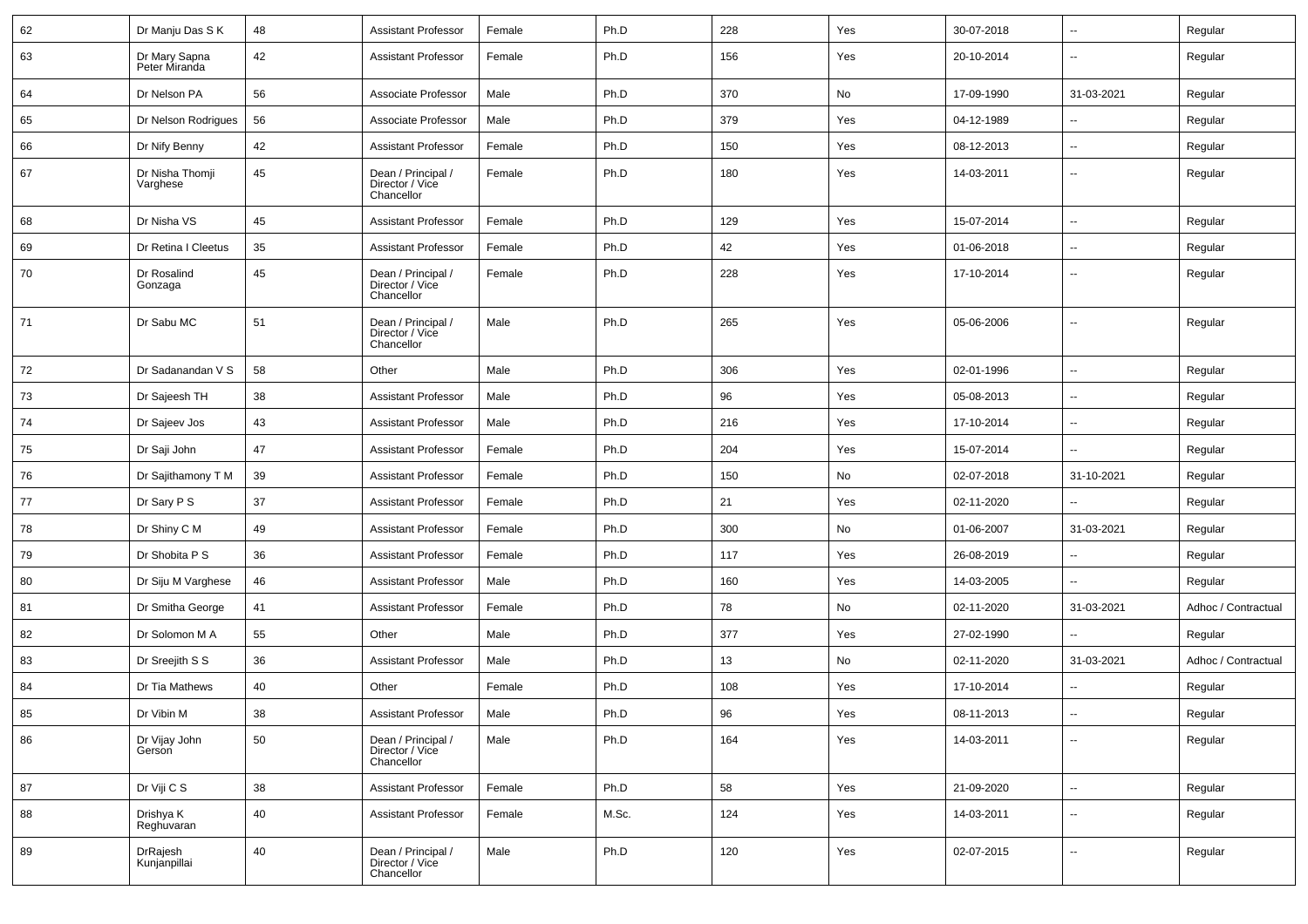| 62 | Dr Manju Das S K | 48 | Assistant Professor | Female | Ph.D | 228 | Yes | 30-07-2018 | -- | Regular |
|---|---|---|---|---|---|---|---|---|---|---|
| 63 | Dr Mary Sapna Peter Miranda | 42 | Assistant Professor | Female | Ph.D | 156 | Yes | 20-10-2014 | -- | Regular |
| 64 | Dr Nelson PA | 56 | Associate Professor | Male | Ph.D | 370 | No | 17-09-1990 | 31-03-2021 | Regular |
| 65 | Dr Nelson Rodrigues | 56 | Associate Professor | Male | Ph.D | 379 | Yes | 04-12-1989 | -- | Regular |
| 66 | Dr Nify Benny | 42 | Assistant Professor | Female | Ph.D | 150 | Yes | 08-12-2013 | -- | Regular |
| 67 | Dr Nisha Thomji Varghese | 45 | Dean / Principal / Director / Vice Chancellor | Female | Ph.D | 180 | Yes | 14-03-2011 | -- | Regular |
| 68 | Dr Nisha VS | 45 | Assistant Professor | Female | Ph.D | 129 | Yes | 15-07-2014 | -- | Regular |
| 69 | Dr Retina I Cleetus | 35 | Assistant Professor | Female | Ph.D | 42 | Yes | 01-06-2018 | -- | Regular |
| 70 | Dr Rosalind Gonzaga | 45 | Dean / Principal / Director / Vice Chancellor | Female | Ph.D | 228 | Yes | 17-10-2014 | -- | Regular |
| 71 | Dr Sabu MC | 51 | Dean / Principal / Director / Vice Chancellor | Male | Ph.D | 265 | Yes | 05-06-2006 | -- | Regular |
| 72 | Dr Sadanandan V S | 58 | Other | Male | Ph.D | 306 | Yes | 02-01-1996 | -- | Regular |
| 73 | Dr Sajeesh TH | 38 | Assistant Professor | Male | Ph.D | 96 | Yes | 05-08-2013 | -- | Regular |
| 74 | Dr Sajeev Jos | 43 | Assistant Professor | Male | Ph.D | 216 | Yes | 17-10-2014 | -- | Regular |
| 75 | Dr Saji John | 47 | Assistant Professor | Female | Ph.D | 204 | Yes | 15-07-2014 | -- | Regular |
| 76 | Dr Sajithamony T M | 39 | Assistant Professor | Female | Ph.D | 150 | No | 02-07-2018 | 31-10-2021 | Regular |
| 77 | Dr Sary P S | 37 | Assistant Professor | Female | Ph.D | 21 | Yes | 02-11-2020 | -- | Regular |
| 78 | Dr Shiny C M | 49 | Assistant Professor | Female | Ph.D | 300 | No | 01-06-2007 | 31-03-2021 | Regular |
| 79 | Dr Shobita P S | 36 | Assistant Professor | Female | Ph.D | 117 | Yes | 26-08-2019 | -- | Regular |
| 80 | Dr Siju M Varghese | 46 | Assistant Professor | Male | Ph.D | 160 | Yes | 14-03-2005 | -- | Regular |
| 81 | Dr Smitha George | 41 | Assistant Professor | Female | Ph.D | 78 | No | 02-11-2020 | 31-03-2021 | Adhoc / Contractual |
| 82 | Dr Solomon M A | 55 | Other | Male | Ph.D | 377 | Yes | 27-02-1990 | -- | Regular |
| 83 | Dr Sreejith S S | 36 | Assistant Professor | Male | Ph.D | 13 | No | 02-11-2020 | 31-03-2021 | Adhoc / Contractual |
| 84 | Dr Tia Mathews | 40 | Other | Female | Ph.D | 108 | Yes | 17-10-2014 | -- | Regular |
| 85 | Dr Vibin M | 38 | Assistant Professor | Male | Ph.D | 96 | Yes | 08-11-2013 | -- | Regular |
| 86 | Dr Vijay John Gerson | 50 | Dean / Principal / Director / Vice Chancellor | Male | Ph.D | 164 | Yes | 14-03-2011 | -- | Regular |
| 87 | Dr Viji C S | 38 | Assistant Professor | Female | Ph.D | 58 | Yes | 21-09-2020 | -- | Regular |
| 88 | Drishya K Reghuvaran | 40 | Assistant Professor | Female | M.Sc. | 124 | Yes | 14-03-2011 | -- | Regular |
| 89 | DrRajesh Kunjanpillai | 40 | Dean / Principal / Director / Vice Chancellor | Male | Ph.D | 120 | Yes | 02-07-2015 | -- | Regular |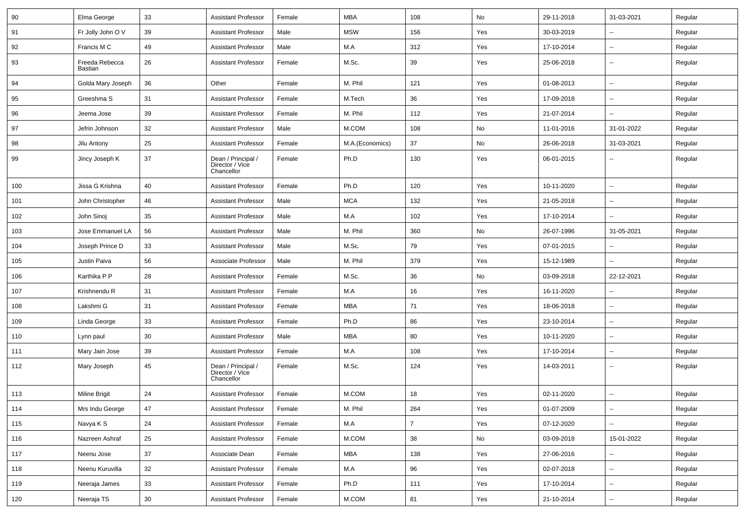| 90 | Elma George | 33 | Assistant Professor | Female | MBA | 108 | No | 29-11-2018 | 31-03-2021 | Regular |
|---|---|---|---|---|---|---|---|---|---|---|
| 91 | Fr Jolly John O V | 39 | Assistant Professor | Male | MSW | 156 | Yes | 30-03-2019 | -- | Regular |
| 92 | Francis M C | 49 | Assistant Professor | Male | M.A | 312 | Yes | 17-10-2014 | -- | Regular |
| 93 | Freeda Rebecca Bastian | 26 | Assistant Professor | Female | M.Sc. | 39 | Yes | 25-06-2018 | -- | Regular |
| 94 | Golda Mary Joseph | 36 | Other | Female | M. Phil | 121 | Yes | 01-08-2013 | -- | Regular |
| 95 | Greeshma S | 31 | Assistant Professor | Female | M.Tech | 36 | Yes | 17-09-2018 | -- | Regular |
| 96 | Jeema Jose | 39 | Assistant Professor | Female | M. Phil | 112 | Yes | 21-07-2014 | -- | Regular |
| 97 | Jefrin Johnson | 32 | Assistant Professor | Male | M.COM | 108 | No | 11-01-2016 | 31-01-2022 | Regular |
| 98 | Jilu Antony | 25 | Assistant Professor | Female | M.A.(Economics) | 37 | No | 26-06-2018 | 31-03-2021 | Regular |
| 99 | Jincy Joseph K | 37 | Dean / Principal / Director / Vice Chancellor | Female | Ph.D | 130 | Yes | 06-01-2015 | -- | Regular |
| 100 | Jissa G Krishna | 40 | Assistant Professor | Female | Ph.D | 120 | Yes | 10-11-2020 | -- | Regular |
| 101 | John Christopher | 46 | Assistant Professor | Male | MCA | 132 | Yes | 21-05-2018 | -- | Regular |
| 102 | John Sinoj | 35 | Assistant Professor | Male | M.A | 102 | Yes | 17-10-2014 | -- | Regular |
| 103 | Jose Emmanuel LA | 56 | Assistant Professor | Male | M. Phil | 360 | No | 26-07-1996 | 31-05-2021 | Regular |
| 104 | Joseph Prince D | 33 | Assistant Professor | Male | M.Sc. | 79 | Yes | 07-01-2015 | -- | Regular |
| 105 | Justin Paiva | 56 | Associate Professor | Male | M. Phil | 379 | Yes | 15-12-1989 | -- | Regular |
| 106 | Karthika P P | 28 | Assistant Professor | Female | M.Sc. | 36 | No | 03-09-2018 | 22-12-2021 | Regular |
| 107 | Krishnendu R | 31 | Assistant Professor | Female | M.A | 16 | Yes | 16-11-2020 | -- | Regular |
| 108 | Lakshmi G | 31 | Assistant Professor | Female | MBA | 71 | Yes | 18-06-2018 | -- | Regular |
| 109 | Linda George | 33 | Assistant Professor | Female | Ph.D | 86 | Yes | 23-10-2014 | -- | Regular |
| 110 | Lynn paul | 30 | Assistant Professor | Male | MBA | 80 | Yes | 10-11-2020 | -- | Regular |
| 111 | Mary Jain Jose | 39 | Assistant Professor | Female | M.A | 108 | Yes | 17-10-2014 | -- | Regular |
| 112 | Mary Joseph | 45 | Dean / Principal / Director / Vice Chancellor | Female | M.Sc. | 124 | Yes | 14-03-2011 | -- | Regular |
| 113 | Miline Brigit | 24 | Assistant Professor | Female | M.COM | 18 | Yes | 02-11-2020 | -- | Regular |
| 114 | Mrs Indu George | 47 | Assistant Professor | Female | M. Phil | 264 | Yes | 01-07-2009 | -- | Regular |
| 115 | Navya K S | 24 | Assistant Professor | Female | M.A | 7 | Yes | 07-12-2020 | -- | Regular |
| 116 | Nazreen Ashraf | 25 | Assistant Professor | Female | M.COM | 38 | No | 03-09-2018 | 15-01-2022 | Regular |
| 117 | Neenu Jose | 37 | Associate Dean | Female | MBA | 138 | Yes | 27-06-2016 | -- | Regular |
| 118 | Neenu Kuruvilla | 32 | Assistant Professor | Female | M.A | 96 | Yes | 02-07-2018 | -- | Regular |
| 119 | Neeraja James | 33 | Assistant Professor | Female | Ph.D | 111 | Yes | 17-10-2014 | -- | Regular |
| 120 | Neeraja TS | 30 | Assistant Professor | Female | M.COM | 81 | Yes | 21-10-2014 | -- | Regular |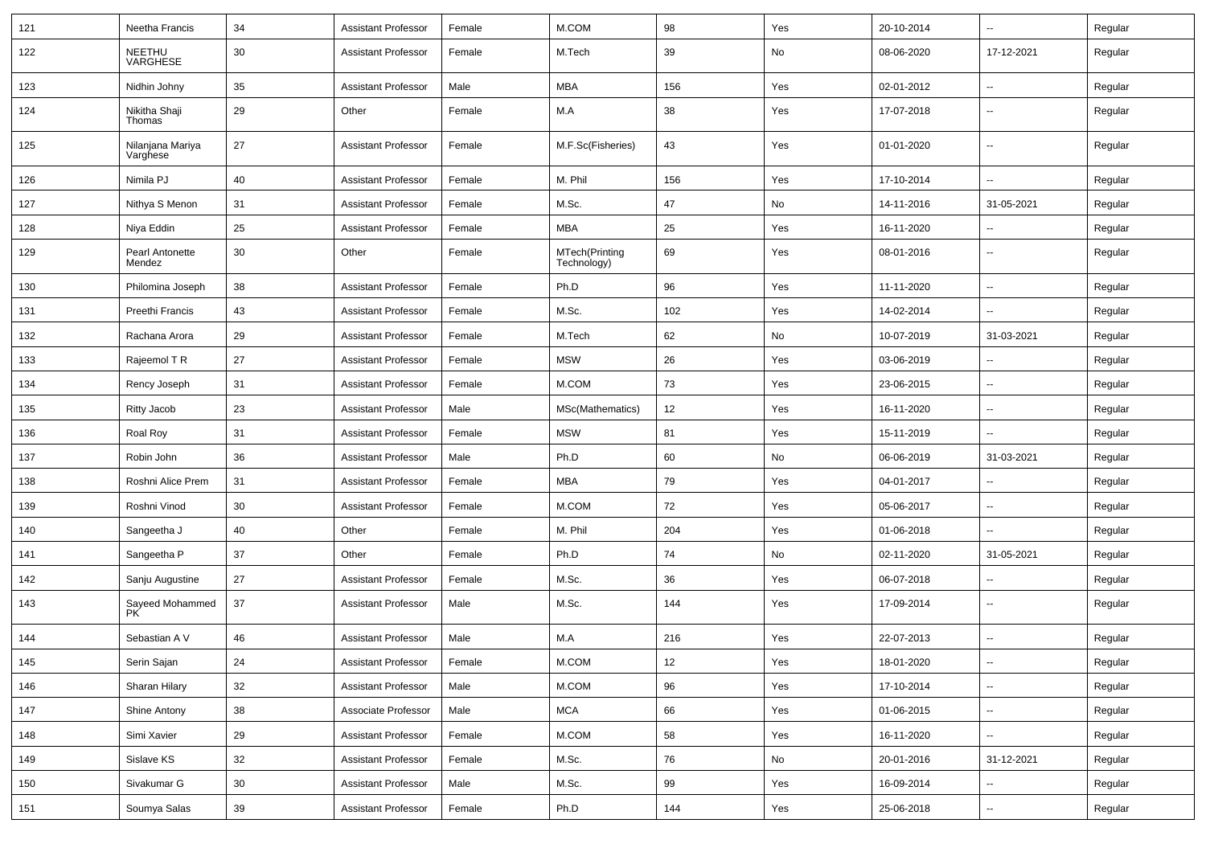| 121 | Neetha Francis | 34 | Assistant Professor | Female | M.COM | 98 | Yes | 20-10-2014 | -- | Regular |
|---|---|---|---|---|---|---|---|---|---|---|
| 122 | NEETHU VARGHESE | 30 | Assistant Professor | Female | M.Tech | 39 | No | 08-06-2020 | 17-12-2021 | Regular |
| 123 | Nidhin Johny | 35 | Assistant Professor | Male | MBA | 156 | Yes | 02-01-2012 | -- | Regular |
| 124 | Nikitha Shaji Thomas | 29 | Other | Female | M.A | 38 | Yes | 17-07-2018 | -- | Regular |
| 125 | Nilanjana Mariya Varghese | 27 | Assistant Professor | Female | M.F.Sc(Fisheries) | 43 | Yes | 01-01-2020 | -- | Regular |
| 126 | Nimila PJ | 40 | Assistant Professor | Female | M. Phil | 156 | Yes | 17-10-2014 | -- | Regular |
| 127 | Nithya S Menon | 31 | Assistant Professor | Female | M.Sc. | 47 | No | 14-11-2016 | 31-05-2021 | Regular |
| 128 | Niya Eddin | 25 | Assistant Professor | Female | MBA | 25 | Yes | 16-11-2020 | -- | Regular |
| 129 | Pearl Antonette Mendez | 30 | Other | Female | MTech(Printing Technology) | 69 | Yes | 08-01-2016 | -- | Regular |
| 130 | Philomina Joseph | 38 | Assistant Professor | Female | Ph.D | 96 | Yes | 11-11-2020 | -- | Regular |
| 131 | Preethi Francis | 43 | Assistant Professor | Female | M.Sc. | 102 | Yes | 14-02-2014 | -- | Regular |
| 132 | Rachana Arora | 29 | Assistant Professor | Female | M.Tech | 62 | No | 10-07-2019 | 31-03-2021 | Regular |
| 133 | Rajeemol T R | 27 | Assistant Professor | Female | MSW | 26 | Yes | 03-06-2019 | -- | Regular |
| 134 | Rency Joseph | 31 | Assistant Professor | Female | M.COM | 73 | Yes | 23-06-2015 | -- | Regular |
| 135 | Ritty Jacob | 23 | Assistant Professor | Male | MSc(Mathematics) | 12 | Yes | 16-11-2020 | -- | Regular |
| 136 | Roal Roy | 31 | Assistant Professor | Female | MSW | 81 | Yes | 15-11-2019 | -- | Regular |
| 137 | Robin John | 36 | Assistant Professor | Male | Ph.D | 60 | No | 06-06-2019 | 31-03-2021 | Regular |
| 138 | Roshni Alice Prem | 31 | Assistant Professor | Female | MBA | 79 | Yes | 04-01-2017 | -- | Regular |
| 139 | Roshni Vinod | 30 | Assistant Professor | Female | M.COM | 72 | Yes | 05-06-2017 | -- | Regular |
| 140 | Sangeetha J | 40 | Other | Female | M. Phil | 204 | Yes | 01-06-2018 | -- | Regular |
| 141 | Sangeetha P | 37 | Other | Female | Ph.D | 74 | No | 02-11-2020 | 31-05-2021 | Regular |
| 142 | Sanju Augustine | 27 | Assistant Professor | Female | M.Sc. | 36 | Yes | 06-07-2018 | -- | Regular |
| 143 | Sayeed Mohammed PK | 37 | Assistant Professor | Male | M.Sc. | 144 | Yes | 17-09-2014 | -- | Regular |
| 144 | Sebastian A V | 46 | Assistant Professor | Male | M.A | 216 | Yes | 22-07-2013 | -- | Regular |
| 145 | Serin Sajan | 24 | Assistant Professor | Female | M.COM | 12 | Yes | 18-01-2020 | -- | Regular |
| 146 | Sharan Hilary | 32 | Assistant Professor | Male | M.COM | 96 | Yes | 17-10-2014 | -- | Regular |
| 147 | Shine Antony | 38 | Associate Professor | Male | MCA | 66 | Yes | 01-06-2015 | -- | Regular |
| 148 | Simi Xavier | 29 | Assistant Professor | Female | M.COM | 58 | Yes | 16-11-2020 | -- | Regular |
| 149 | Sislave KS | 32 | Assistant Professor | Female | M.Sc. | 76 | No | 20-01-2016 | 31-12-2021 | Regular |
| 150 | Sivakumar G | 30 | Assistant Professor | Male | M.Sc. | 99 | Yes | 16-09-2014 | -- | Regular |
| 151 | Soumya Salas | 39 | Assistant Professor | Female | Ph.D | 144 | Yes | 25-06-2018 | -- | Regular |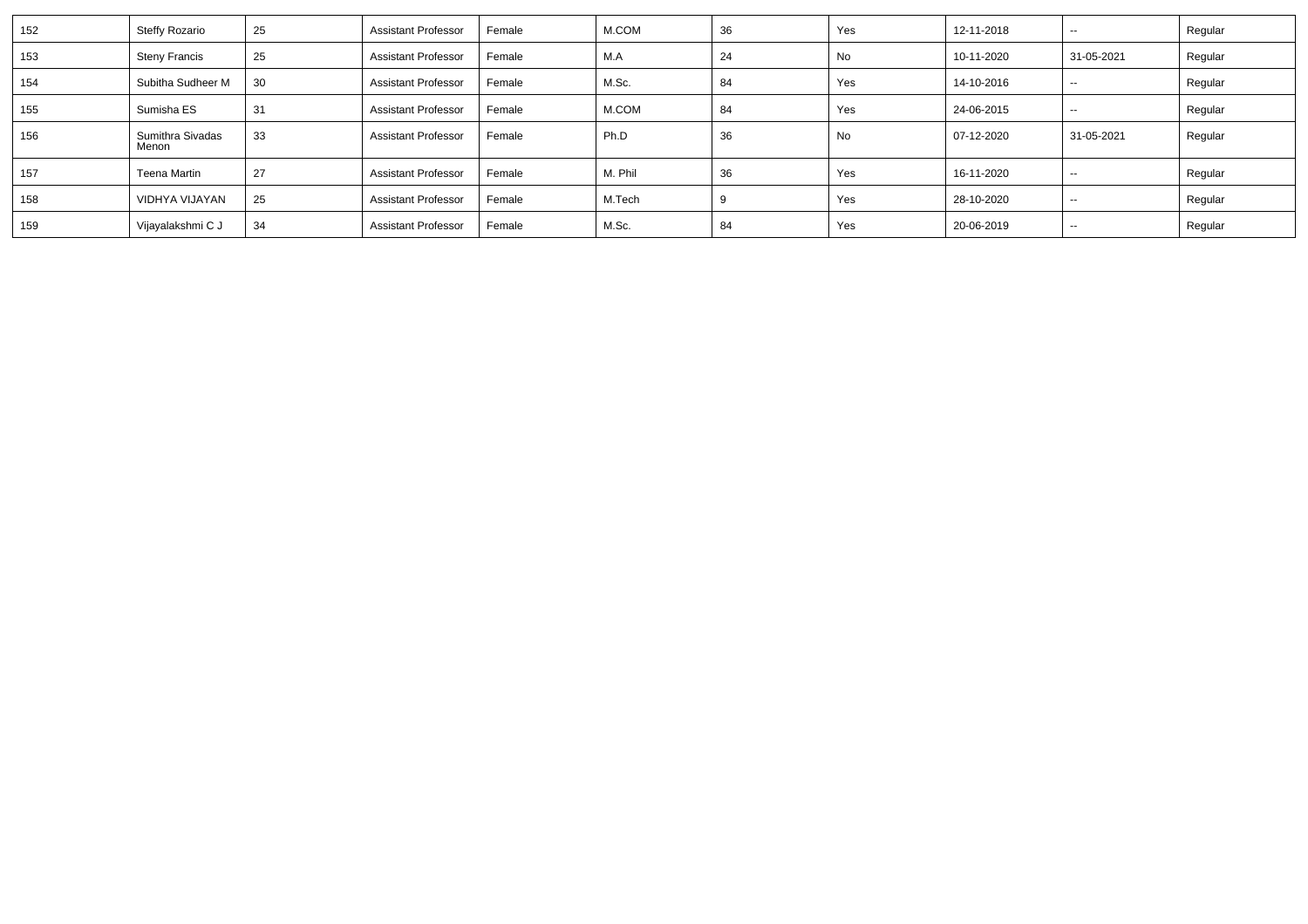| | | | | | | | | | | |
|---|---|---|---|---|---|---|---|---|---|---|
| 152 | Steffy Rozario | 25 | Assistant Professor | Female | M.COM | 36 | Yes | 12-11-2018 | -- | Regular |
| 153 | Steny Francis | 25 | Assistant Professor | Female | M.A | 24 | No | 10-11-2020 | 31-05-2021 | Regular |
| 154 | Subitha Sudheer M | 30 | Assistant Professor | Female | M.Sc. | 84 | Yes | 14-10-2016 | -- | Regular |
| 155 | Sumisha ES | 31 | Assistant Professor | Female | M.COM | 84 | Yes | 24-06-2015 | -- | Regular |
| 156 | Sumithra Sivadas Menon | 33 | Assistant Professor | Female | Ph.D | 36 | No | 07-12-2020 | 31-05-2021 | Regular |
| 157 | Teena Martin | 27 | Assistant Professor | Female | M. Phil | 36 | Yes | 16-11-2020 | -- | Regular |
| 158 | VIDHYA VIJAYAN | 25 | Assistant Professor | Female | M.Tech | 9 | Yes | 28-10-2020 | -- | Regular |
| 159 | Vijayalakshmi C J | 34 | Assistant Professor | Female | M.Sc. | 84 | Yes | 20-06-2019 | -- | Regular |